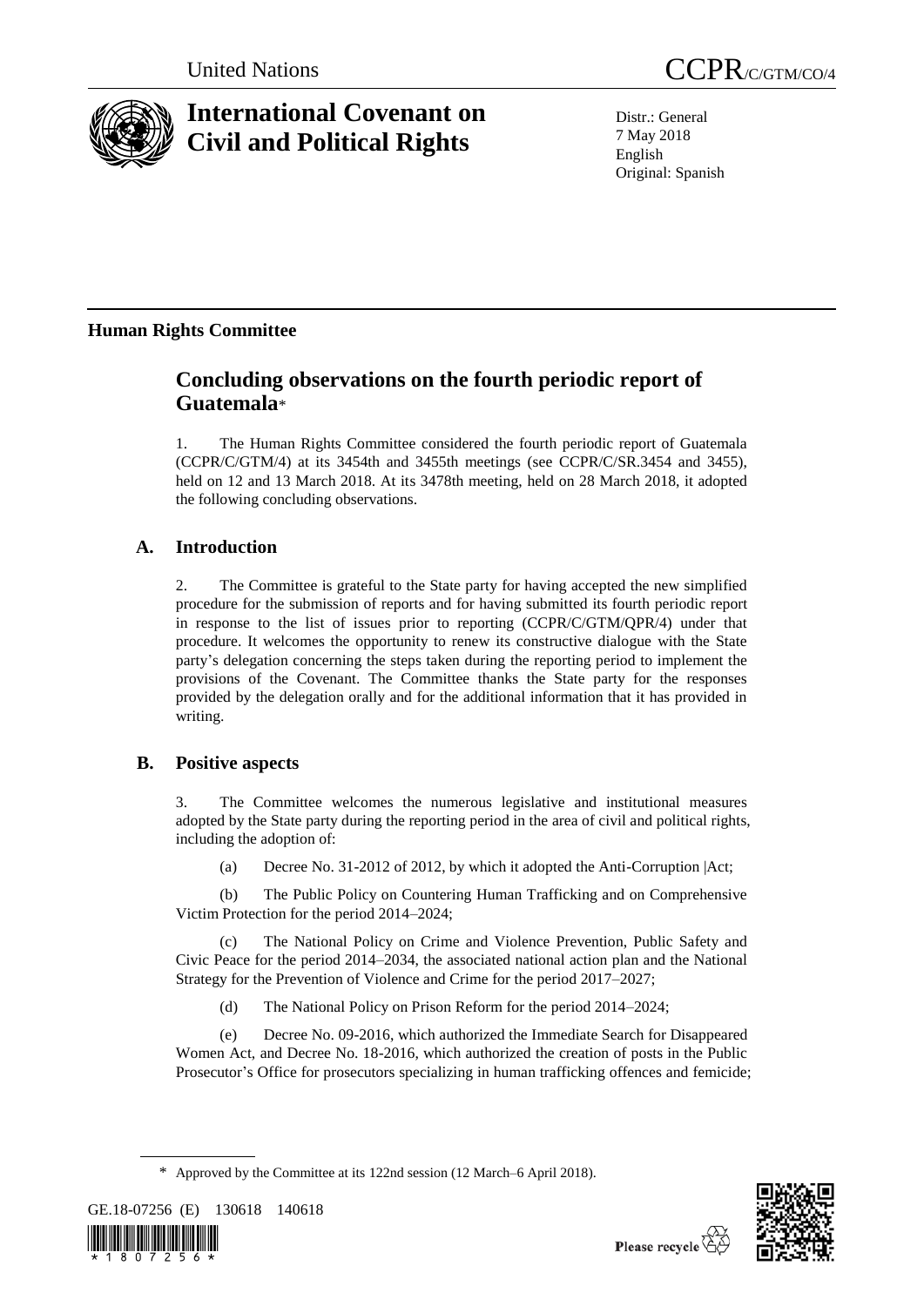United Nations

CCPR/C/GTM/CO/4

# International Covenant on Civil and Political Rights

Distr.: General
7 May 2018
English
Original: Spanish

**Human Rights Committee**

## Concluding observations on the fourth periodic report of Guatemala*

1. The Human Rights Committee considered the fourth periodic report of Guatemala (CCPR/C/GTM/4) at its 3454th and 3455th meetings (see CCPR/C/SR.3454 and 3455), held on 12 and 13 March 2018. At its 3478th meeting, held on 28 March 2018, it adopted the following concluding observations.

### A. Introduction

2. The Committee is grateful to the State party for having accepted the new simplified procedure for the submission of reports and for having submitted its fourth periodic report in response to the list of issues prior to reporting (CCPR/C/GTM/QPR/4) under that procedure. It welcomes the opportunity to renew its constructive dialogue with the State party's delegation concerning the steps taken during the reporting period to implement the provisions of the Covenant. The Committee thanks the State party for the responses provided by the delegation orally and for the additional information that it has provided in writing.

### B. Positive aspects

3. The Committee welcomes the numerous legislative and institutional measures adopted by the State party during the reporting period in the area of civil and political rights, including the adoption of:

(a) Decree No. 31-2012 of 2012, by which it adopted the Anti-Corruption |Act;

(b) The Public Policy on Countering Human Trafficking and on Comprehensive Victim Protection for the period 2014–2024;

(c) The National Policy on Crime and Violence Prevention, Public Safety and Civic Peace for the period 2014–2034, the associated national action plan and the National Strategy for the Prevention of Violence and Crime for the period 2017–2027;

(d) The National Policy on Prison Reform for the period 2014–2024;

(e) Decree No. 09-2016, which authorized the Immediate Search for Disappeared Women Act, and Decree No. 18-2016, which authorized the creation of posts in the Public Prosecutor's Office for prosecutors specializing in human trafficking offences and femicide;

\* Approved by the Committee at its 122nd session (12 March–6 April 2018).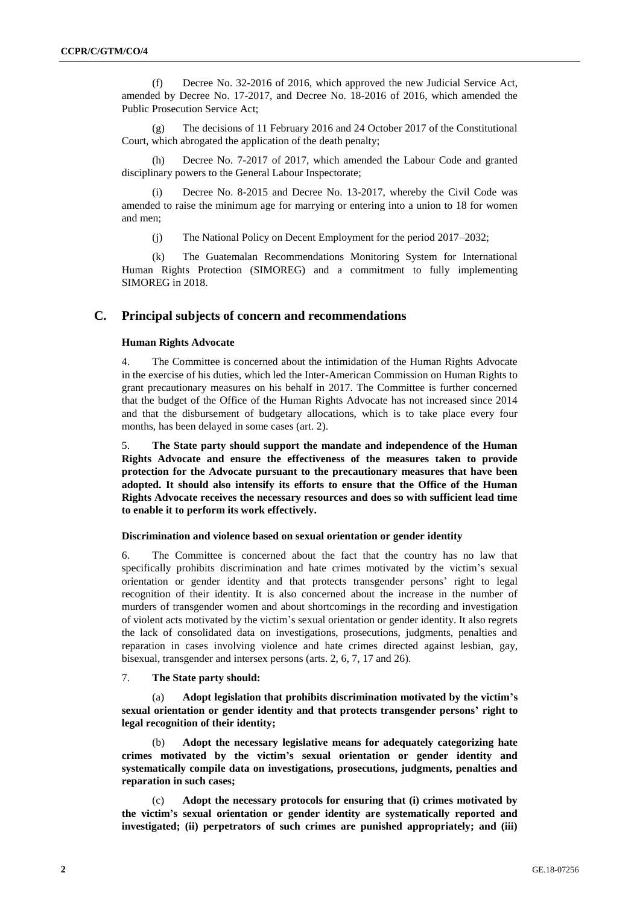(f) Decree No. 32-2016 of 2016, which approved the new Judicial Service Act, amended by Decree No. 17-2017, and Decree No. 18-2016 of 2016, which amended the Public Prosecution Service Act;

(g) The decisions of 11 February 2016 and 24 October 2017 of the Constitutional Court, which abrogated the application of the death penalty;

(h) Decree No. 7-2017 of 2017, which amended the Labour Code and granted disciplinary powers to the General Labour Inspectorate;

(i) Decree No. 8-2015 and Decree No. 13-2017, whereby the Civil Code was amended to raise the minimum age for marrying or entering into a union to 18 for women and men;

(j) The National Policy on Decent Employment for the period 2017–2032;

(k) The Guatemalan Recommendations Monitoring System for International Human Rights Protection (SIMOREG) and a commitment to fully implementing SIMOREG in 2018.

## C. Principal subjects of concern and recommendations

### Human Rights Advocate

4. The Committee is concerned about the intimidation of the Human Rights Advocate in the exercise of his duties, which led the Inter-American Commission on Human Rights to grant precautionary measures on his behalf in 2017. The Committee is further concerned that the budget of the Office of the Human Rights Advocate has not increased since 2014 and that the disbursement of budgetary allocations, which is to take place every four months, has been delayed in some cases (art. 2).

5. **The State party should support the mandate and independence of the Human Rights Advocate and ensure the effectiveness of the measures taken to provide protection for the Advocate pursuant to the precautionary measures that have been adopted. It should also intensify its efforts to ensure that the Office of the Human Rights Advocate receives the necessary resources and does so with sufficient lead time to enable it to perform its work effectively.**

### Discrimination and violence based on sexual orientation or gender identity

6. The Committee is concerned about the fact that the country has no law that specifically prohibits discrimination and hate crimes motivated by the victim's sexual orientation or gender identity and that protects transgender persons' right to legal recognition of their identity. It is also concerned about the increase in the number of murders of transgender women and about shortcomings in the recording and investigation of violent acts motivated by the victim's sexual orientation or gender identity. It also regrets the lack of consolidated data on investigations, prosecutions, judgments, penalties and reparation in cases involving violence and hate crimes directed against lesbian, gay, bisexual, transgender and intersex persons (arts. 2, 6, 7, 17 and 26).

7. **The State party should:**

(a) **Adopt legislation that prohibits discrimination motivated by the victim's sexual orientation or gender identity and that protects transgender persons' right to legal recognition of their identity;**

(b) **Adopt the necessary legislative means for adequately categorizing hate crimes motivated by the victim's sexual orientation or gender identity and systematically compile data on investigations, prosecutions, judgments, penalties and reparation in such cases;**

(c) **Adopt the necessary protocols for ensuring that (i) crimes motivated by the victim's sexual orientation or gender identity are systematically reported and investigated; (ii) perpetrators of such crimes are punished appropriately; and (iii)**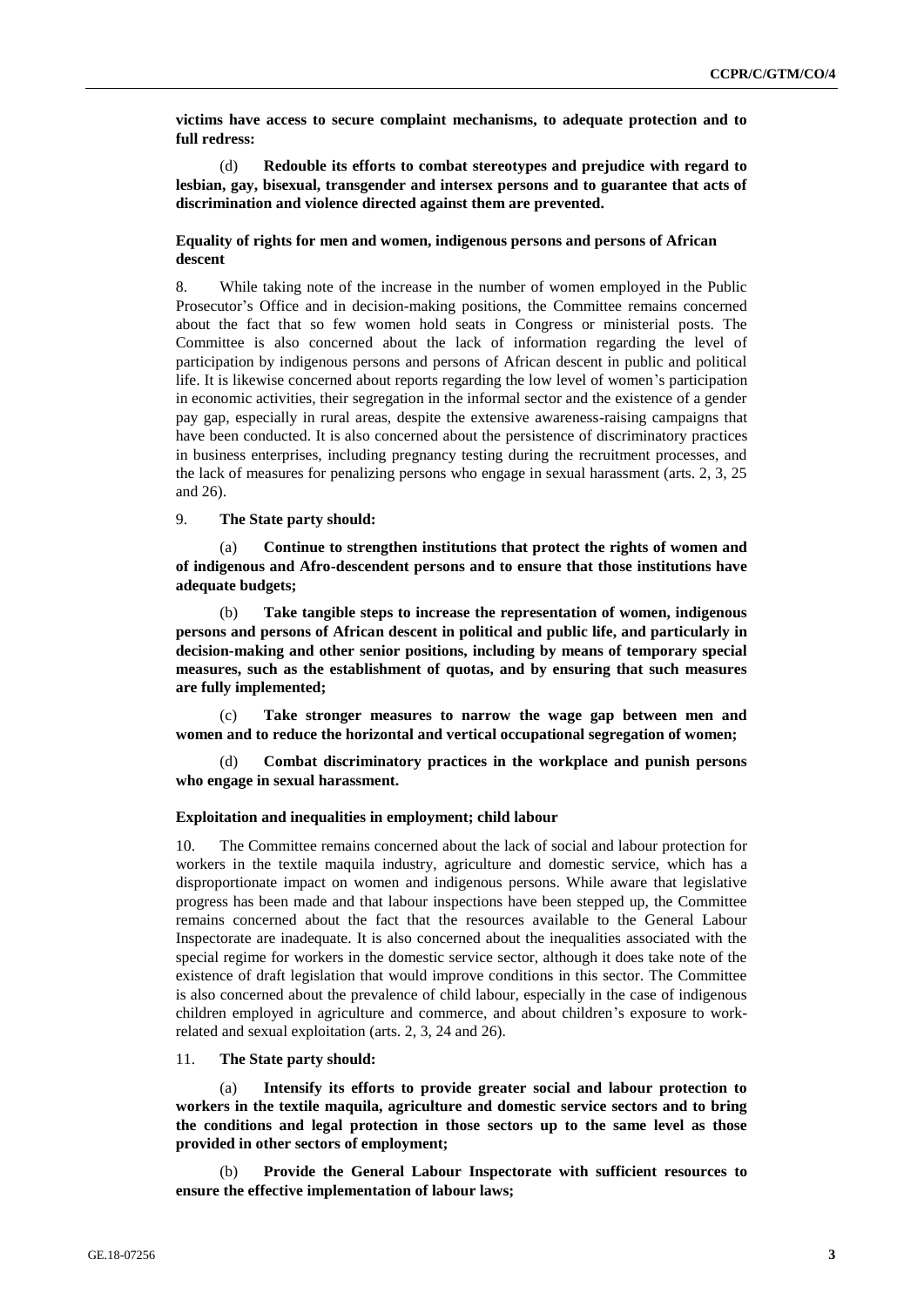**victims have access to secure complaint mechanisms, to adequate protection and to full redress:**

(d) **Redouble its efforts to combat stereotypes and prejudice with regard to lesbian, gay, bisexual, transgender and intersex persons and to guarantee that acts of discrimination and violence directed against them are prevented.**

### Equality of rights for men and women, indigenous persons and persons of African descent

8. While taking note of the increase in the number of women employed in the Public Prosecutor's Office and in decision-making positions, the Committee remains concerned about the fact that so few women hold seats in Congress or ministerial posts. The Committee is also concerned about the lack of information regarding the level of participation by indigenous persons and persons of African descent in public and political life. It is likewise concerned about reports regarding the low level of women's participation in economic activities, their segregation in the informal sector and the existence of a gender pay gap, especially in rural areas, despite the extensive awareness-raising campaigns that have been conducted. It is also concerned about the persistence of discriminatory practices in business enterprises, including pregnancy testing during the recruitment processes, and the lack of measures for penalizing persons who engage in sexual harassment (arts. 2, 3, 25 and 26).

9. **The State party should:**

(a) **Continue to strengthen institutions that protect the rights of women and of indigenous and Afro-descendent persons and to ensure that those institutions have adequate budgets;**

(b) **Take tangible steps to increase the representation of women, indigenous persons and persons of African descent in political and public life, and particularly in decision-making and other senior positions, including by means of temporary special measures, such as the establishment of quotas, and by ensuring that such measures are fully implemented;**

(c) **Take stronger measures to narrow the wage gap between men and women and to reduce the horizontal and vertical occupational segregation of women;**

(d) **Combat discriminatory practices in the workplace and punish persons who engage in sexual harassment.**

### Exploitation and inequalities in employment; child labour

10. The Committee remains concerned about the lack of social and labour protection for workers in the textile maquila industry, agriculture and domestic service, which has a disproportionate impact on women and indigenous persons. While aware that legislative progress has been made and that labour inspections have been stepped up, the Committee remains concerned about the fact that the resources available to the General Labour Inspectorate are inadequate. It is also concerned about the inequalities associated with the special regime for workers in the domestic service sector, although it does take note of the existence of draft legislation that would improve conditions in this sector. The Committee is also concerned about the prevalence of child labour, especially in the case of indigenous children employed in agriculture and commerce, and about children's exposure to work-related and sexual exploitation (arts. 2, 3, 24 and 26).

11. **The State party should:**

(a) **Intensify its efforts to provide greater social and labour protection to workers in the textile maquila, agriculture and domestic service sectors and to bring the conditions and legal protection in those sectors up to the same level as those provided in other sectors of employment;**

(b) **Provide the General Labour Inspectorate with sufficient resources to ensure the effective implementation of labour laws;**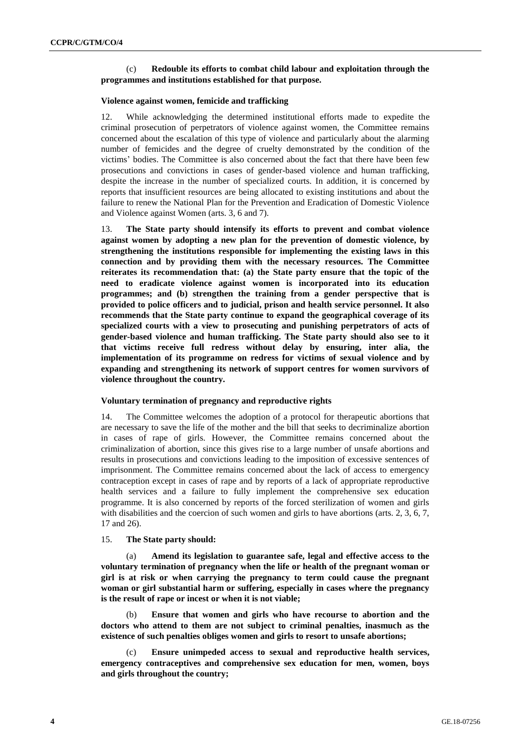(c) **Redouble its efforts to combat child labour and exploitation through the programmes and institutions established for that purpose.**

### Violence against women, femicide and trafficking

12. While acknowledging the determined institutional efforts made to expedite the criminal prosecution of perpetrators of violence against women, the Committee remains concerned about the escalation of this type of violence and particularly about the alarming number of femicides and the degree of cruelty demonstrated by the condition of the victims' bodies. The Committee is also concerned about the fact that there have been few prosecutions and convictions in cases of gender-based violence and human trafficking, despite the increase in the number of specialized courts. In addition, it is concerned by reports that insufficient resources are being allocated to existing institutions and about the failure to renew the National Plan for the Prevention and Eradication of Domestic Violence and Violence against Women (arts. 3, 6 and 7).

13. **The State party should intensify its efforts to prevent and combat violence against women by adopting a new plan for the prevention of domestic violence, by strengthening the institutions responsible for implementing the existing laws in this connection and by providing them with the necessary resources. The Committee reiterates its recommendation that: (a) the State party ensure that the topic of the need to eradicate violence against women is incorporated into its education programmes; and (b) strengthen the training from a gender perspective that is provided to police officers and to judicial, prison and health service personnel. It also recommends that the State party continue to expand the geographical coverage of its specialized courts with a view to prosecuting and punishing perpetrators of acts of gender-based violence and human trafficking. The State party should also see to it that victims receive full redress without delay by ensuring, inter alia, the implementation of its programme on redress for victims of sexual violence and by expanding and strengthening its network of support centres for women survivors of violence throughout the country.**

### Voluntary termination of pregnancy and reproductive rights

14. The Committee welcomes the adoption of a protocol for therapeutic abortions that are necessary to save the life of the mother and the bill that seeks to decriminalize abortion in cases of rape of girls. However, the Committee remains concerned about the criminalization of abortion, since this gives rise to a large number of unsafe abortions and results in prosecutions and convictions leading to the imposition of excessive sentences of imprisonment. The Committee remains concerned about the lack of access to emergency contraception except in cases of rape and by reports of a lack of appropriate reproductive health services and a failure to fully implement the comprehensive sex education programme. It is also concerned by reports of the forced sterilization of women and girls with disabilities and the coercion of such women and girls to have abortions (arts. 2, 3, 6, 7, 17 and 26).

15. **The State party should:**

(a) **Amend its legislation to guarantee safe, legal and effective access to the voluntary termination of pregnancy when the life or health of the pregnant woman or girl is at risk or when carrying the pregnancy to term could cause the pregnant woman or girl substantial harm or suffering, especially in cases where the pregnancy is the result of rape or incest or when it is not viable;**

(b) **Ensure that women and girls who have recourse to abortion and the doctors who attend to them are not subject to criminal penalties, inasmuch as the existence of such penalties obliges women and girls to resort to unsafe abortions;**

(c) **Ensure unimpeded access to sexual and reproductive health services, emergency contraceptives and comprehensive sex education for men, women, boys and girls throughout the country;**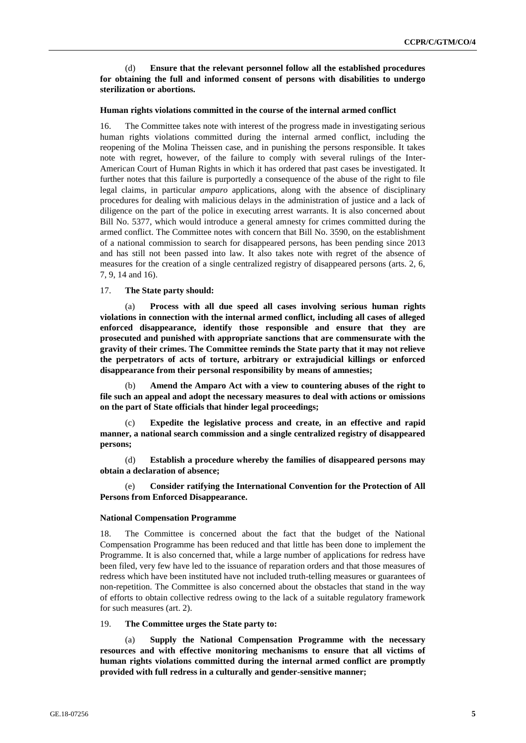(d) **Ensure that the relevant personnel follow all the established procedures for obtaining the full and informed consent of persons with disabilities to undergo sterilization or abortions.**

### Human rights violations committed in the course of the internal armed conflict

16. The Committee takes note with interest of the progress made in investigating serious human rights violations committed during the internal armed conflict, including the reopening of the Molina Theissen case, and in punishing the persons responsible. It takes note with regret, however, of the failure to comply with several rulings of the Inter-American Court of Human Rights in which it has ordered that past cases be investigated. It further notes that this failure is purportedly a consequence of the abuse of the right to file legal claims, in particular *amparo* applications, along with the absence of disciplinary procedures for dealing with malicious delays in the administration of justice and a lack of diligence on the part of the police in executing arrest warrants. It is also concerned about Bill No. 5377, which would introduce a general amnesty for crimes committed during the armed conflict. The Committee notes with concern that Bill No. 3590, on the establishment of a national commission to search for disappeared persons, has been pending since 2013 and has still not been passed into law. It also takes note with regret of the absence of measures for the creation of a single centralized registry of disappeared persons (arts. 2, 6, 7, 9, 14 and 16).

17. **The State party should:**

(a) **Process with all due speed all cases involving serious human rights violations in connection with the internal armed conflict, including all cases of alleged enforced disappearance, identify those responsible and ensure that they are prosecuted and punished with appropriate sanctions that are commensurate with the gravity of their crimes. The Committee reminds the State party that it may not relieve the perpetrators of acts of torture, arbitrary or extrajudicial killings or enforced disappearance from their personal responsibility by means of amnesties;**

(b) **Amend the Amparo Act with a view to countering abuses of the right to file such an appeal and adopt the necessary measures to deal with actions or omissions on the part of State officials that hinder legal proceedings;**

(c) **Expedite the legislative process and create, in an effective and rapid manner, a national search commission and a single centralized registry of disappeared persons;**

(d) **Establish a procedure whereby the families of disappeared persons may obtain a declaration of absence;**

(e) **Consider ratifying the International Convention for the Protection of All Persons from Enforced Disappearance.**

### National Compensation Programme

18. The Committee is concerned about the fact that the budget of the National Compensation Programme has been reduced and that little has been done to implement the Programme. It is also concerned that, while a large number of applications for redress have been filed, very few have led to the issuance of reparation orders and that those measures of redress which have been instituted have not included truth-telling measures or guarantees of non-repetition. The Committee is also concerned about the obstacles that stand in the way of efforts to obtain collective redress owing to the lack of a suitable regulatory framework for such measures (art. 2).

19. **The Committee urges the State party to:**

(a) **Supply the National Compensation Programme with the necessary resources and with effective monitoring mechanisms to ensure that all victims of human rights violations committed during the internal armed conflict are promptly provided with full redress in a culturally and gender-sensitive manner;**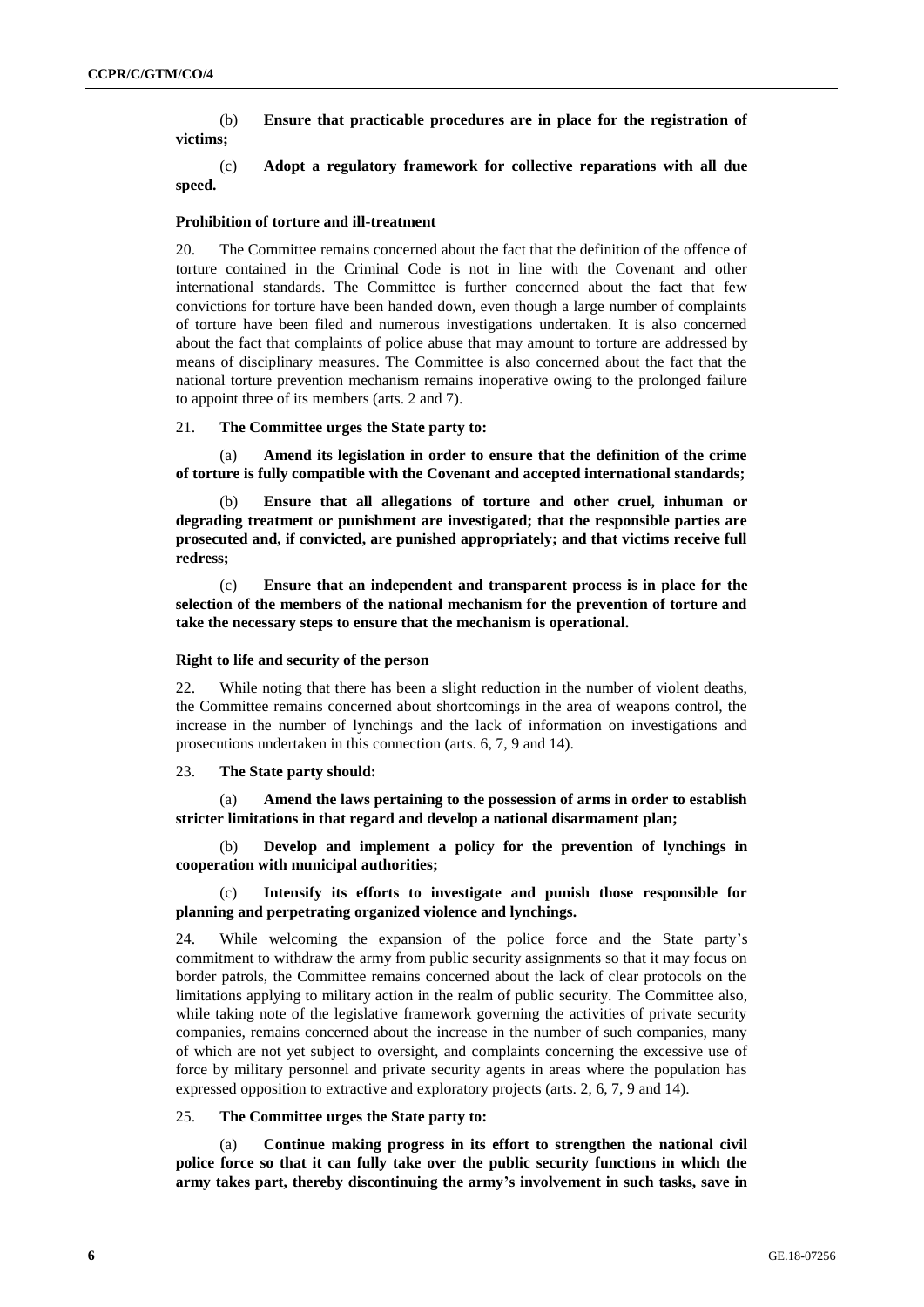(b) **Ensure that practicable procedures are in place for the registration of victims;**

(c) **Adopt a regulatory framework for collective reparations with all due speed.**

### Prohibition of torture and ill-treatment

20. The Committee remains concerned about the fact that the definition of the offence of torture contained in the Criminal Code is not in line with the Covenant and other international standards. The Committee is further concerned about the fact that few convictions for torture have been handed down, even though a large number of complaints of torture have been filed and numerous investigations undertaken. It is also concerned about the fact that complaints of police abuse that may amount to torture are addressed by means of disciplinary measures. The Committee is also concerned about the fact that the national torture prevention mechanism remains inoperative owing to the prolonged failure to appoint three of its members (arts. 2 and 7).

21. **The Committee urges the State party to:**

(a) **Amend its legislation in order to ensure that the definition of the crime of torture is fully compatible with the Covenant and accepted international standards;**

(b) **Ensure that all allegations of torture and other cruel, inhuman or degrading treatment or punishment are investigated; that the responsible parties are prosecuted and, if convicted, are punished appropriately; and that victims receive full redress;**

(c) **Ensure that an independent and transparent process is in place for the selection of the members of the national mechanism for the prevention of torture and take the necessary steps to ensure that the mechanism is operational.**

### Right to life and security of the person

22. While noting that there has been a slight reduction in the number of violent deaths, the Committee remains concerned about shortcomings in the area of weapons control, the increase in the number of lynchings and the lack of information on investigations and prosecutions undertaken in this connection (arts. 6, 7, 9 and 14).

23. **The State party should:**

(a) **Amend the laws pertaining to the possession of arms in order to establish stricter limitations in that regard and develop a national disarmament plan;**

(b) **Develop and implement a policy for the prevention of lynchings in cooperation with municipal authorities;**

(c) **Intensify its efforts to investigate and punish those responsible for planning and perpetrating organized violence and lynchings.**

24. While welcoming the expansion of the police force and the State party's commitment to withdraw the army from public security assignments so that it may focus on border patrols, the Committee remains concerned about the lack of clear protocols on the limitations applying to military action in the realm of public security. The Committee also, while taking note of the legislative framework governing the activities of private security companies, remains concerned about the increase in the number of such companies, many of which are not yet subject to oversight, and complaints concerning the excessive use of force by military personnel and private security agents in areas where the population has expressed opposition to extractive and exploratory projects (arts. 2, 6, 7, 9 and 14).

25. **The Committee urges the State party to:**

(a) **Continue making progress in its effort to strengthen the national civil police force so that it can fully take over the public security functions in which the army takes part, thereby discontinuing the army's involvement in such tasks, save in**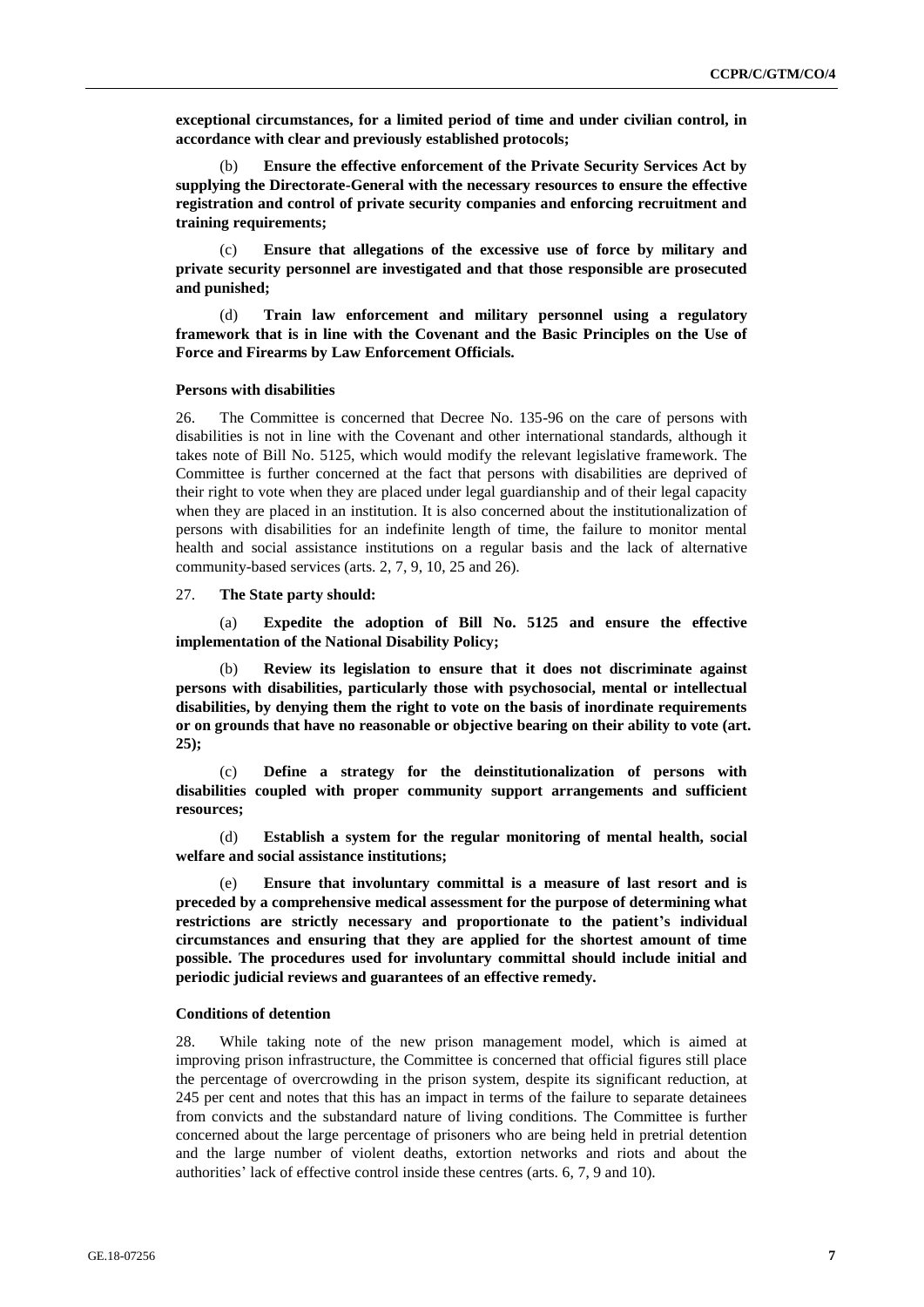**exceptional circumstances, for a limited period of time and under civilian control, in accordance with clear and previously established protocols;**

(b) **Ensure the effective enforcement of the Private Security Services Act by supplying the Directorate-General with the necessary resources to ensure the effective registration and control of private security companies and enforcing recruitment and training requirements;**

(c) **Ensure that allegations of the excessive use of force by military and private security personnel are investigated and that those responsible are prosecuted and punished;**

(d) **Train law enforcement and military personnel using a regulatory framework that is in line with the Covenant and the Basic Principles on the Use of Force and Firearms by Law Enforcement Officials.**

### Persons with disabilities

26. The Committee is concerned that Decree No. 135-96 on the care of persons with disabilities is not in line with the Covenant and other international standards, although it takes note of Bill No. 5125, which would modify the relevant legislative framework. The Committee is further concerned at the fact that persons with disabilities are deprived of their right to vote when they are placed under legal guardianship and of their legal capacity when they are placed in an institution. It is also concerned about the institutionalization of persons with disabilities for an indefinite length of time, the failure to monitor mental health and social assistance institutions on a regular basis and the lack of alternative community-based services (arts. 2, 7, 9, 10, 25 and 26).

27. **The State party should:**

(a) **Expedite the adoption of Bill No. 5125 and ensure the effective implementation of the National Disability Policy;**

(b) **Review its legislation to ensure that it does not discriminate against persons with disabilities, particularly those with psychosocial, mental or intellectual disabilities, by denying them the right to vote on the basis of inordinate requirements or on grounds that have no reasonable or objective bearing on their ability to vote (art. 25);**

(c) **Define a strategy for the deinstitutionalization of persons with disabilities coupled with proper community support arrangements and sufficient resources;**

(d) **Establish a system for the regular monitoring of mental health, social welfare and social assistance institutions;**

(e) **Ensure that involuntary committal is a measure of last resort and is preceded by a comprehensive medical assessment for the purpose of determining what restrictions are strictly necessary and proportionate to the patient's individual circumstances and ensuring that they are applied for the shortest amount of time possible. The procedures used for involuntary committal should include initial and periodic judicial reviews and guarantees of an effective remedy.**

### Conditions of detention

28. While taking note of the new prison management model, which is aimed at improving prison infrastructure, the Committee is concerned that official figures still place the percentage of overcrowding in the prison system, despite its significant reduction, at 245 per cent and notes that this has an impact in terms of the failure to separate detainees from convicts and the substandard nature of living conditions. The Committee is further concerned about the large percentage of prisoners who are being held in pretrial detention and the large number of violent deaths, extortion networks and riots and about the authorities' lack of effective control inside these centres (arts. 6, 7, 9 and 10).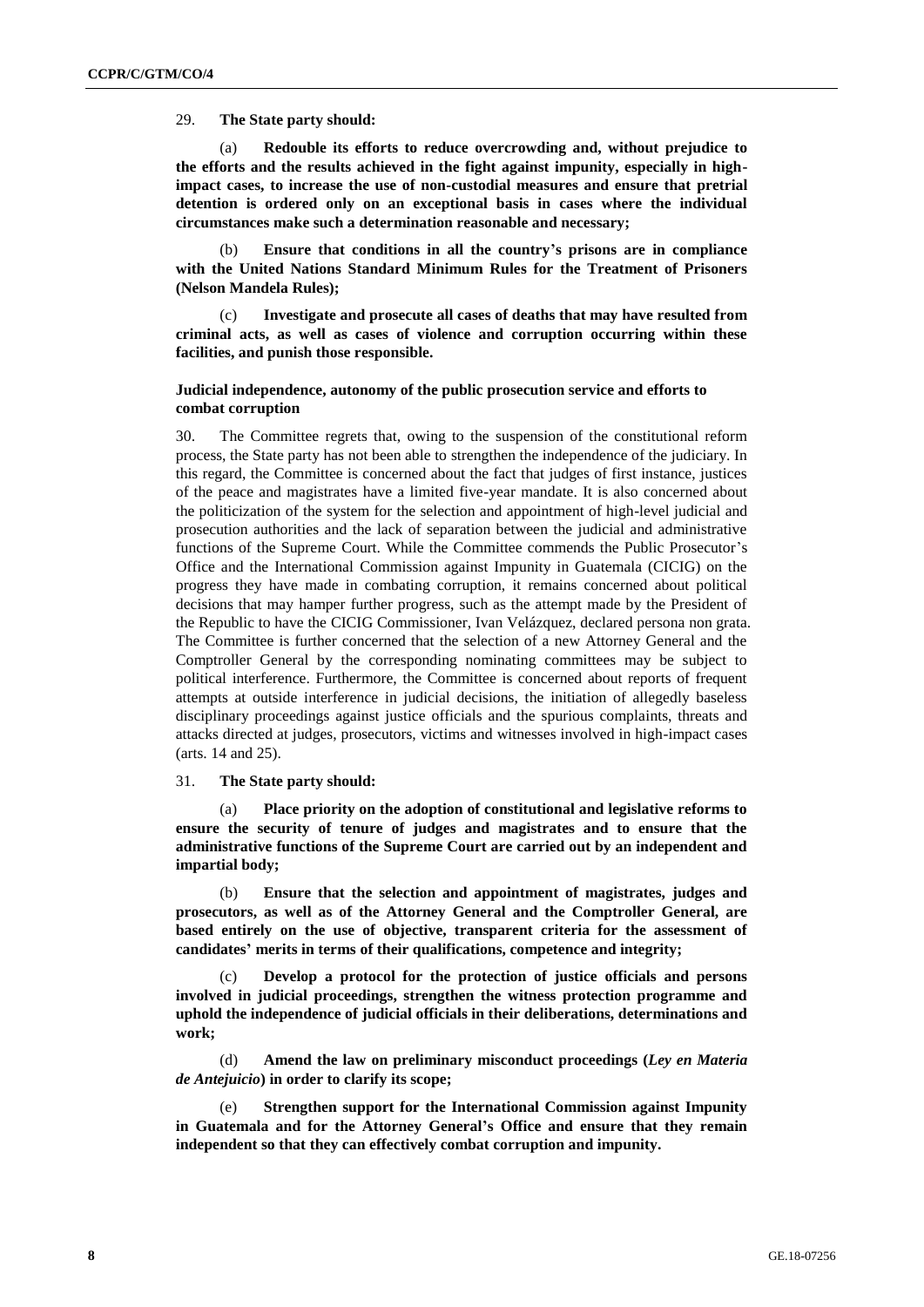29. **The State party should:**

(a) **Redouble its efforts to reduce overcrowding and, without prejudice to the efforts and the results achieved in the fight against impunity, especially in high-impact cases, to increase the use of non-custodial measures and ensure that pretrial detention is ordered only on an exceptional basis in cases where the individual circumstances make such a determination reasonable and necessary;**

(b) **Ensure that conditions in all the country's prisons are in compliance with the United Nations Standard Minimum Rules for the Treatment of Prisoners (Nelson Mandela Rules);**

(c) **Investigate and prosecute all cases of deaths that may have resulted from criminal acts, as well as cases of violence and corruption occurring within these facilities, and punish those responsible.**

### Judicial independence, autonomy of the public prosecution service and efforts to combat corruption

30. The Committee regrets that, owing to the suspension of the constitutional reform process, the State party has not been able to strengthen the independence of the judiciary. In this regard, the Committee is concerned about the fact that judges of first instance, justices of the peace and magistrates have a limited five-year mandate. It is also concerned about the politicization of the system for the selection and appointment of high-level judicial and prosecution authorities and the lack of separation between the judicial and administrative functions of the Supreme Court. While the Committee commends the Public Prosecutor's Office and the International Commission against Impunity in Guatemala (CICIG) on the progress they have made in combating corruption, it remains concerned about political decisions that may hamper further progress, such as the attempt made by the President of the Republic to have the CICIG Commissioner, Ivan Velázquez, declared persona non grata. The Committee is further concerned that the selection of a new Attorney General and the Comptroller General by the corresponding nominating committees may be subject to political interference. Furthermore, the Committee is concerned about reports of frequent attempts at outside interference in judicial decisions, the initiation of allegedly baseless disciplinary proceedings against justice officials and the spurious complaints, threats and attacks directed at judges, prosecutors, victims and witnesses involved in high-impact cases (arts. 14 and 25).

31. **The State party should:**

(a) **Place priority on the adoption of constitutional and legislative reforms to ensure the security of tenure of judges and magistrates and to ensure that the administrative functions of the Supreme Court are carried out by an independent and impartial body;**

(b) **Ensure that the selection and appointment of magistrates, judges and prosecutors, as well as of the Attorney General and the Comptroller General, are based entirely on the use of objective, transparent criteria for the assessment of candidates' merits in terms of their qualifications, competence and integrity;**

(c) **Develop a protocol for the protection of justice officials and persons involved in judicial proceedings, strengthen the witness protection programme and uphold the independence of judicial officials in their deliberations, determinations and work;**

(d) **Amend the law on preliminary misconduct proceedings (*Ley en Materia de Antejuicio*) in order to clarify its scope;**

(e) **Strengthen support for the International Commission against Impunity in Guatemala and for the Attorney General's Office and ensure that they remain independent so that they can effectively combat corruption and impunity.**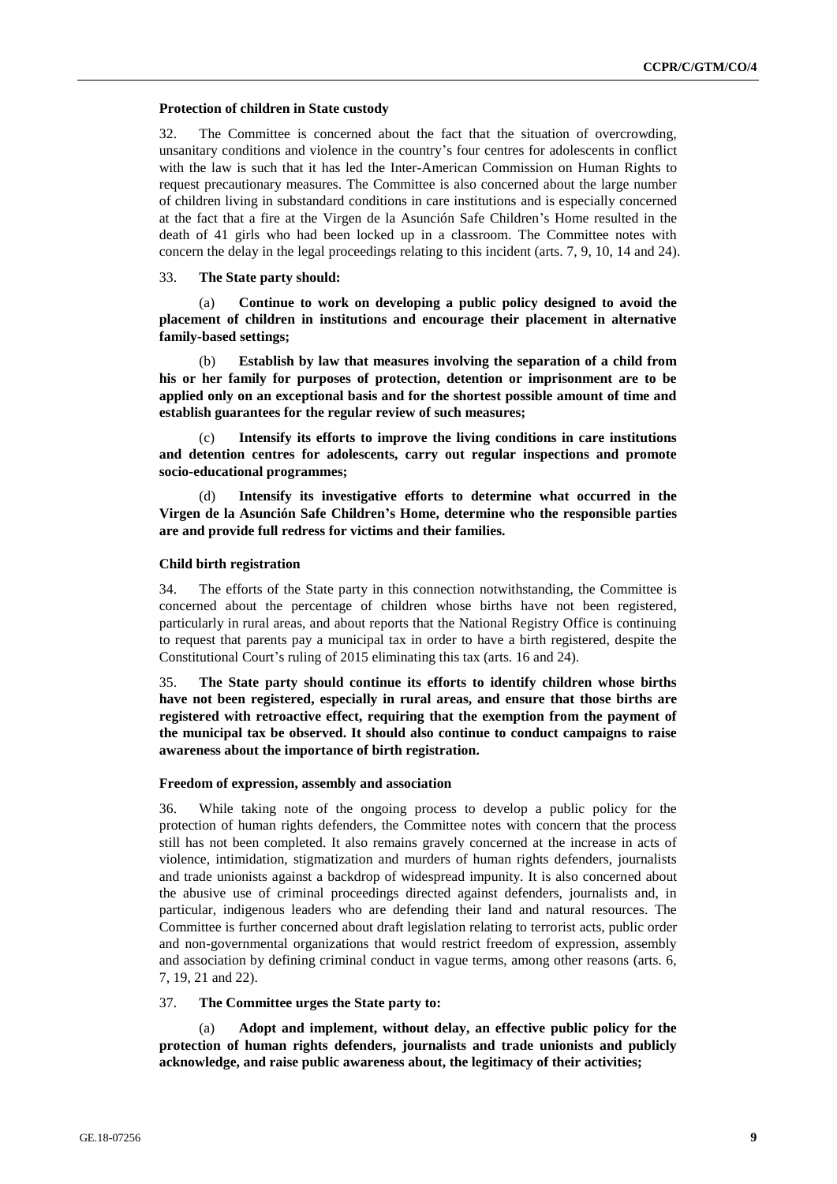**Protection of children in State custody**

32. The Committee is concerned about the fact that the situation of overcrowding, unsanitary conditions and violence in the country's four centres for adolescents in conflict with the law is such that it has led the Inter-American Commission on Human Rights to request precautionary measures. The Committee is also concerned about the large number of children living in substandard conditions in care institutions and is especially concerned at the fact that a fire at the Virgen de la Asunción Safe Children's Home resulted in the death of 41 girls who had been locked up in a classroom. The Committee notes with concern the delay in the legal proceedings relating to this incident (arts. 7, 9, 10, 14 and 24).

33. **The State party should:**

(a) **Continue to work on developing a public policy designed to avoid the placement of children in institutions and encourage their placement in alternative family-based settings;**

(b) **Establish by law that measures involving the separation of a child from his or her family for purposes of protection, detention or imprisonment are to be applied only on an exceptional basis and for the shortest possible amount of time and establish guarantees for the regular review of such measures;**

(c) **Intensify its efforts to improve the living conditions in care institutions and detention centres for adolescents, carry out regular inspections and promote socio-educational programmes;**

(d) **Intensify its investigative efforts to determine what occurred in the Virgen de la Asunción Safe Children's Home, determine who the responsible parties are and provide full redress for victims and their families.**

**Child birth registration**

34. The efforts of the State party in this connection notwithstanding, the Committee is concerned about the percentage of children whose births have not been registered, particularly in rural areas, and about reports that the National Registry Office is continuing to request that parents pay a municipal tax in order to have a birth registered, despite the Constitutional Court's ruling of 2015 eliminating this tax (arts. 16 and 24).

35. **The State party should continue its efforts to identify children whose births have not been registered, especially in rural areas, and ensure that those births are registered with retroactive effect, requiring that the exemption from the payment of the municipal tax be observed. It should also continue to conduct campaigns to raise awareness about the importance of birth registration.**

**Freedom of expression, assembly and association**

36. While taking note of the ongoing process to develop a public policy for the protection of human rights defenders, the Committee notes with concern that the process still has not been completed. It also remains gravely concerned at the increase in acts of violence, intimidation, stigmatization and murders of human rights defenders, journalists and trade unionists against a backdrop of widespread impunity. It is also concerned about the abusive use of criminal proceedings directed against defenders, journalists and, in particular, indigenous leaders who are defending their land and natural resources. The Committee is further concerned about draft legislation relating to terrorist acts, public order and non-governmental organizations that would restrict freedom of expression, assembly and association by defining criminal conduct in vague terms, among other reasons (arts. 6, 7, 19, 21 and 22).

37. **The Committee urges the State party to:**

(a) **Adopt and implement, without delay, an effective public policy for the protection of human rights defenders, journalists and trade unionists and publicly acknowledge, and raise public awareness about, the legitimacy of their activities;**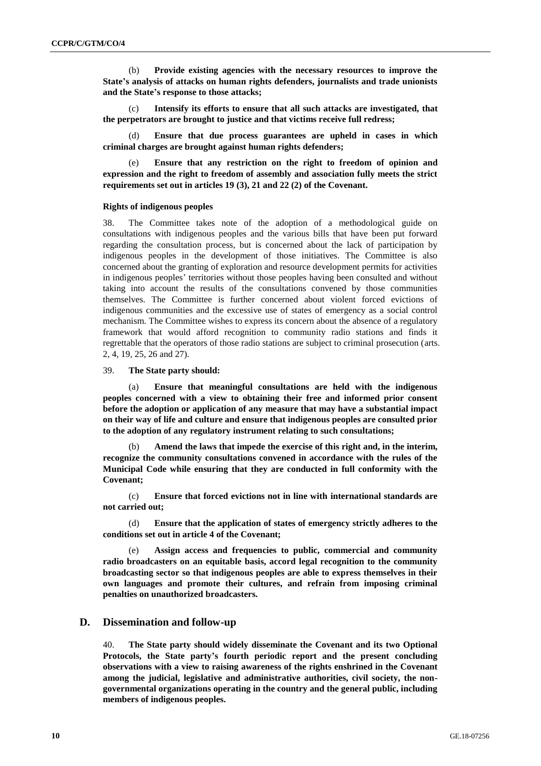(b) **Provide existing agencies with the necessary resources to improve the State's analysis of attacks on human rights defenders, journalists and trade unionists and the State's response to those attacks;**

(c) **Intensify its efforts to ensure that all such attacks are investigated, that the perpetrators are brought to justice and that victims receive full redress;**

(d) **Ensure that due process guarantees are upheld in cases in which criminal charges are brought against human rights defenders;**

(e) **Ensure that any restriction on the right to freedom of opinion and expression and the right to freedom of assembly and association fully meets the strict requirements set out in articles 19 (3), 21 and 22 (2) of the Covenant.**

#### Rights of indigenous peoples

38. The Committee takes note of the adoption of a methodological guide on consultations with indigenous peoples and the various bills that have been put forward regarding the consultation process, but is concerned about the lack of participation by indigenous peoples in the development of those initiatives. The Committee is also concerned about the granting of exploration and resource development permits for activities in indigenous peoples' territories without those peoples having been consulted and without taking into account the results of the consultations convened by those communities themselves. The Committee is further concerned about violent forced evictions of indigenous communities and the excessive use of states of emergency as a social control mechanism. The Committee wishes to express its concern about the absence of a regulatory framework that would afford recognition to community radio stations and finds it regrettable that the operators of those radio stations are subject to criminal prosecution (arts. 2, 4, 19, 25, 26 and 27).

39. **The State party should:**

(a) **Ensure that meaningful consultations are held with the indigenous peoples concerned with a view to obtaining their free and informed prior consent before the adoption or application of any measure that may have a substantial impact on their way of life and culture and ensure that indigenous peoples are consulted prior to the adoption of any regulatory instrument relating to such consultations;**

(b) **Amend the laws that impede the exercise of this right and, in the interim, recognize the community consultations convened in accordance with the rules of the Municipal Code while ensuring that they are conducted in full conformity with the Covenant;**

(c) **Ensure that forced evictions not in line with international standards are not carried out;**

(d) **Ensure that the application of states of emergency strictly adheres to the conditions set out in article 4 of the Covenant;**

(e) **Assign access and frequencies to public, commercial and community radio broadcasters on an equitable basis, accord legal recognition to the community broadcasting sector so that indigenous peoples are able to express themselves in their own languages and promote their cultures, and refrain from imposing criminal penalties on unauthorized broadcasters.**

## D. Dissemination and follow-up

40. **The State party should widely disseminate the Covenant and its two Optional Protocols, the State party's fourth periodic report and the present concluding observations with a view to raising awareness of the rights enshrined in the Covenant among the judicial, legislative and administrative authorities, civil society, the non-governmental organizations operating in the country and the general public, including members of indigenous peoples.**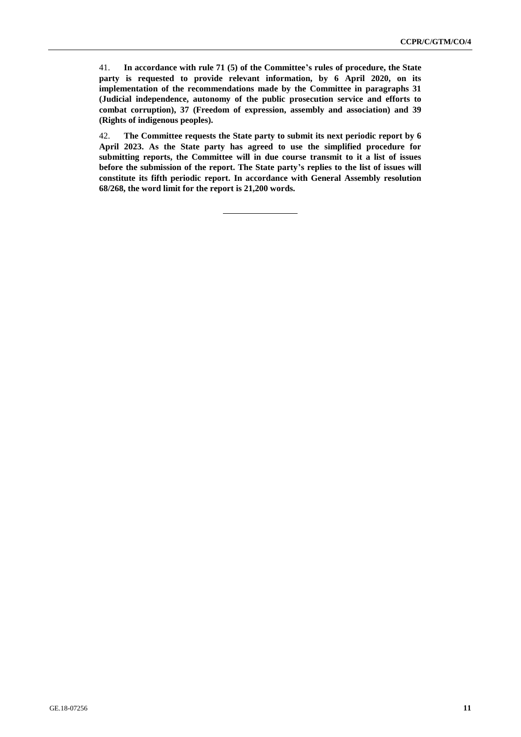41. **In accordance with rule 71 (5) of the Committee's rules of procedure, the State party is requested to provide relevant information, by 6 April 2020, on its implementation of the recommendations made by the Committee in paragraphs 31 (Judicial independence, autonomy of the public prosecution service and efforts to combat corruption), 37 (Freedom of expression, assembly and association) and 39 (Rights of indigenous peoples).**

42. **The Committee requests the State party to submit its next periodic report by 6 April 2023. As the State party has agreed to use the simplified procedure for submitting reports, the Committee will in due course transmit to it a list of issues before the submission of the report. The State party's replies to the list of issues will constitute its fifth periodic report. In accordance with General Assembly resolution 68/268, the word limit for the report is 21,200 words.**